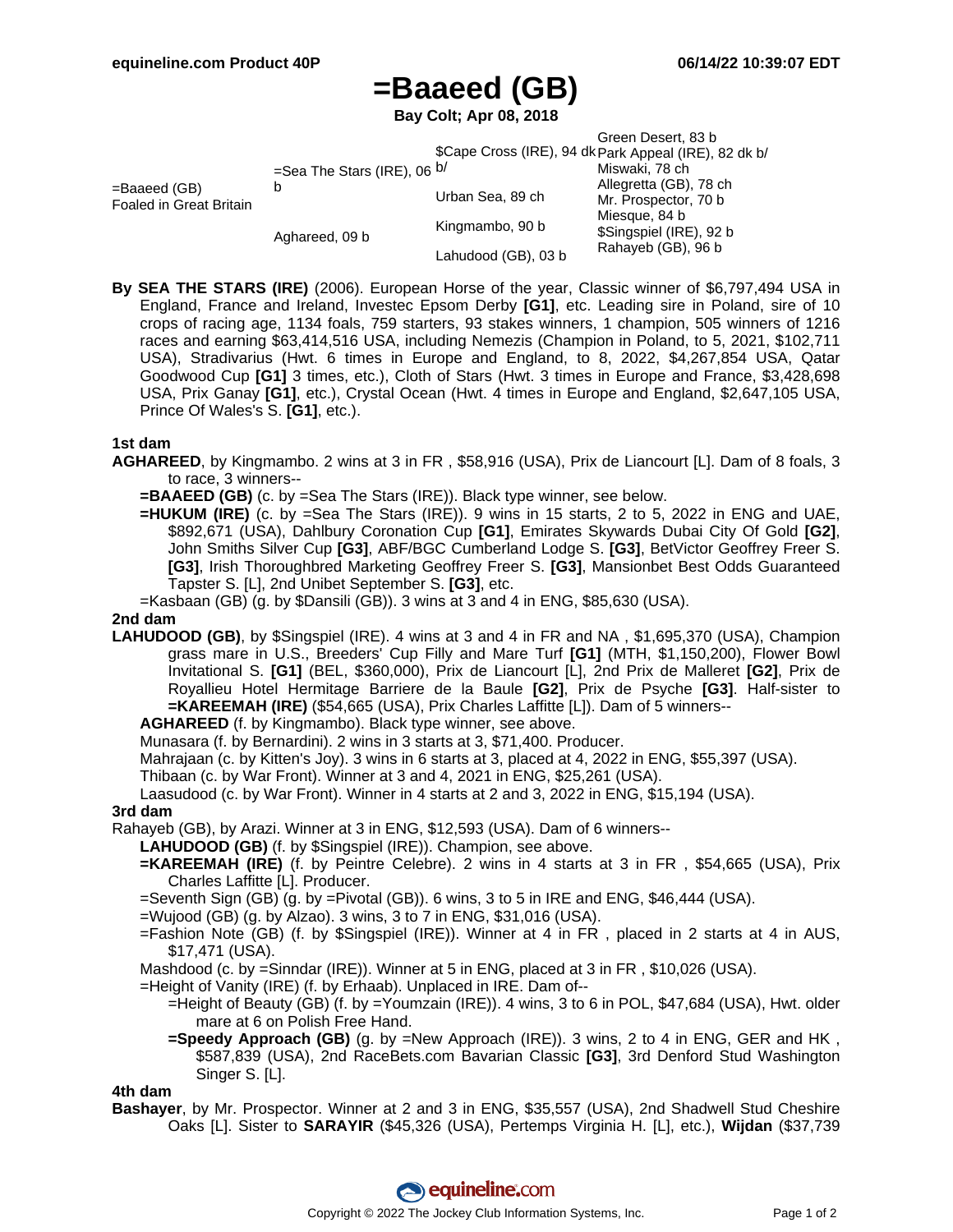# =Baaeed (GB)

**Bay Colt; Apr 08, 2018**

| | | | |
|---|---|---|---|
| =Baaeed (GB) Foaled in Great Britain | =Sea The Stars (IRE), 06 b | $Cape Cross (IRE), 94 dk b/ | Green Desert, 83 b |
| | | | Park Appeal (IRE), 82 dk b/ |
| | | Urban Sea, 89 ch | Miswaki, 78 ch |
| | | | Allegretta (GB), 78 ch |
| | Aghareed, 09 b | Kingmambo, 90 b | Mr. Prospector, 70 b |
| | | | Miesque, 84 b |
| | | Lahudood (GB), 03 b | $Singspiel (IRE), 92 b |
| | | | Rahayeb (GB), 96 b |

**By SEA THE STARS (IRE)** (2006). European Horse of the year, Classic winner of $6,797,494 USA in England, France and Ireland, Investec Epsom Derby **[G1]**, etc. Leading sire in Poland, sire of 10 crops of racing age, 1134 foals, 759 starters, 93 stakes winners, 1 champion, 505 winners of 1216 races and earning $63,414,516 USA, including Nemezis (Champion in Poland, to 5, 2021, $102,711 USA), Stradivarius (Hwt. 6 times in Europe and England, to 8, 2022, $4,267,854 USA, Qatar Goodwood Cup **[G1]** 3 times, etc.), Cloth of Stars (Hwt. 3 times in Europe and France, $3,428,698 USA, Prix Ganay **[G1]**, etc.), Crystal Ocean (Hwt. 4 times in Europe and England, $2,647,105 USA, Prince Of Wales's S. **[G1]**, etc.).

### 1st dam

**AGHAREED**, by Kingmambo. 2 wins at 3 in FR , $58,916 (USA), Prix de Liancourt [L]. Dam of 8 foals, 3 to race, 3 winners--

- **=BAAEED (GB)** (c. by =Sea The Stars (IRE)). Black type winner, see below.
- **=HUKUM (IRE)** (c. by =Sea The Stars (IRE)). 9 wins in 15 starts, 2 to 5, 2022 in ENG and UAE, $892,671 (USA), Dahlbury Coronation Cup **[G1]**, Emirates Skywards Dubai City Of Gold **[G2]**, John Smiths Silver Cup **[G3]**, ABF/BGC Cumberland Lodge S. **[G3]**, BetVictor Geoffrey Freer S. **[G3]**, Irish Thoroughbred Marketing Geoffrey Freer S. **[G3]**, Mansionbet Best Odds Guaranteed Tapster S. [L], 2nd Unibet September S. **[G3]**, etc.
- =Kasbaan (GB) (g. by $Dansili (GB)). 3 wins at 3 and 4 in ENG, $85,630 (USA).

### 2nd dam

**LAHUDOOD (GB)**, by $Singspiel (IRE). 4 wins at 3 and 4 in FR and NA , $1,695,370 (USA), Champion grass mare in U.S., Breeders' Cup Filly and Mare Turf **[G1]** (MTH, $1,150,200), Flower Bowl Invitational S. **[G1]** (BEL, $360,000), Prix de Liancourt [L], 2nd Prix de Malleret **[G2]**, Prix de Royallieu Hotel Hermitage Barriere de la Baule **[G2]**, Prix de Psyche **[G3]**. Half-sister to **=KAREEMAH (IRE)** ($54,665 (USA), Prix Charles Laffitte [L]). Dam of 5 winners--

- **AGHAREED** (f. by Kingmambo). Black type winner, see above.
- Munasara (f. by Bernardini). 2 wins in 3 starts at 3, $71,400. Producer.
- Mahrajaan (c. by Kitten's Joy). 3 wins in 6 starts at 3, placed at 4, 2022 in ENG, $55,397 (USA).
- Thibaan (c. by War Front). Winner at 3 and 4, 2021 in ENG, $25,261 (USA).
- Laasudood (c. by War Front). Winner in 4 starts at 2 and 3, 2022 in ENG, $15,194 (USA).

### 3rd dam

Rahayeb (GB), by Arazi. Winner at 3 in ENG, $12,593 (USA). Dam of 6 winners--

- **LAHUDOOD (GB)** (f. by $Singspiel (IRE)). Champion, see above.
- **=KAREEMAH (IRE)** (f. by Peintre Celebre). 2 wins in 4 starts at 3 in FR , $54,665 (USA), Prix Charles Laffitte [L]. Producer.
- =Seventh Sign (GB) (g. by =Pivotal (GB)). 6 wins, 3 to 5 in IRE and ENG, $46,444 (USA).
- =Wujood (GB) (g. by Alzao). 3 wins, 3 to 7 in ENG, $31,016 (USA).
- =Fashion Note (GB) (f. by $Singspiel (IRE)). Winner at 4 in FR , placed in 2 starts at 4 in AUS, $17,471 (USA).
- Mashdood (c. by =Sinndar (IRE)). Winner at 5 in ENG, placed at 3 in FR , $10,026 (USA).
- =Height of Vanity (IRE) (f. by Erhaab). Unplaced in IRE. Dam of--
  - =Height of Beauty (GB) (f. by =Youmzain (IRE)). 4 wins, 3 to 6 in POL, $47,684 (USA), Hwt. older mare at 6 on Polish Free Hand.
  - **=Speedy Approach (GB)** (g. by =New Approach (IRE)). 3 wins, 2 to 4 in ENG, GER and HK , $587,839 (USA), 2nd RaceBets.com Bavarian Classic **[G3]**, 3rd Denford Stud Washington Singer S. [L].

### 4th dam

**Bashayer**, by Mr. Prospector. Winner at 2 and 3 in ENG, $35,557 (USA), 2nd Shadwell Stud Cheshire Oaks [L]. Sister to **SARAYIR** ($45,326 (USA), Pertemps Virginia H. [L], etc.), **Wijdan** ($37,739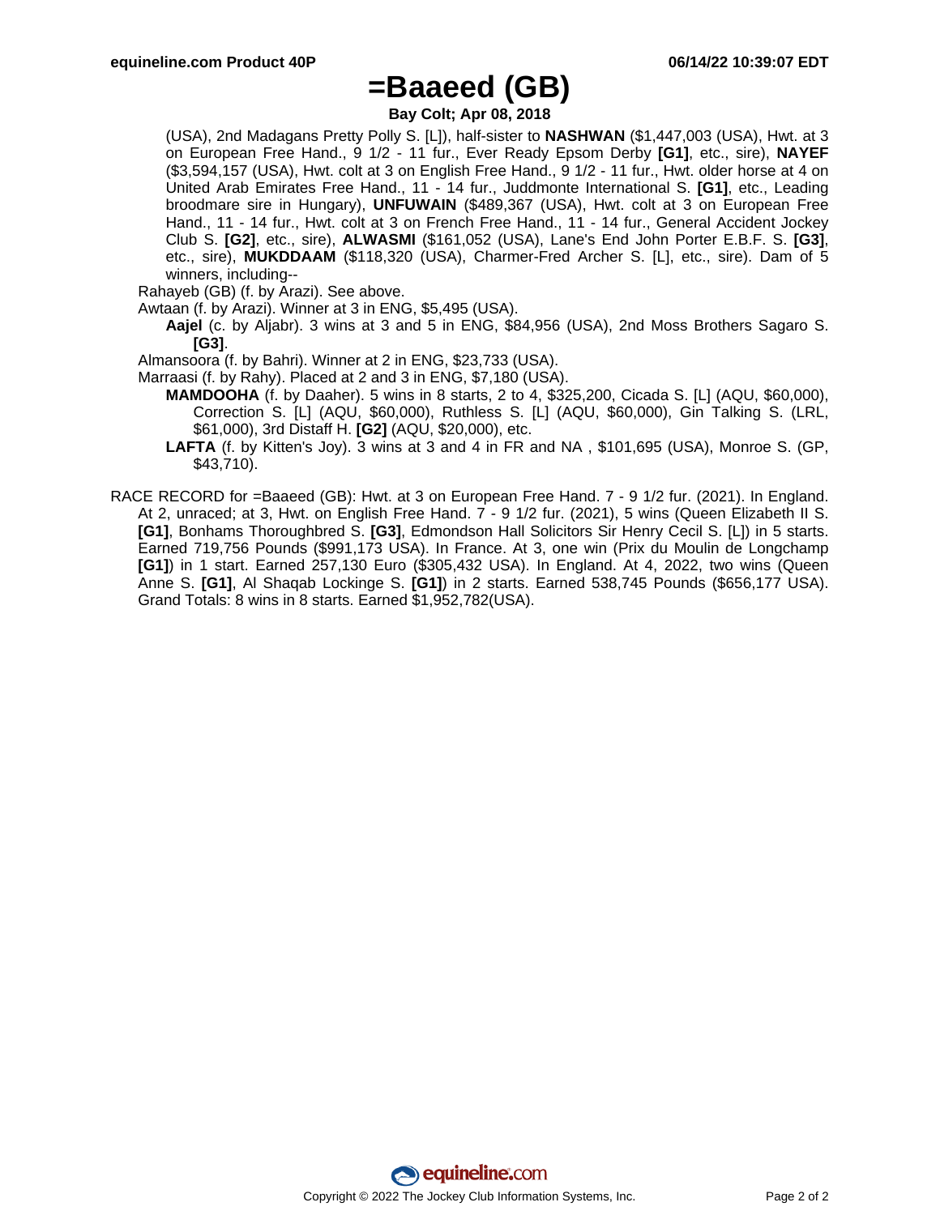# =Baaeed (GB)

**Bay Colt; Apr 08, 2018**

(USA), 2nd Madagans Pretty Polly S. [L]), half-sister to **NASHWAN** ($1,447,003 (USA), Hwt. at 3 on European Free Hand., 9 1/2 - 11 fur., Ever Ready Epsom Derby **[G1]**, etc., sire), **NAYEF** ($3,594,157 (USA), Hwt. colt at 3 on English Free Hand., 9 1/2 - 11 fur., Hwt. older horse at 4 on United Arab Emirates Free Hand., 11 - 14 fur., Juddmonte International S. **[G1]**, etc., Leading broodmare sire in Hungary), **UNFUWAIN** ($489,367 (USA), Hwt. colt at 3 on European Free Hand., 11 - 14 fur., Hwt. colt at 3 on French Free Hand., 11 - 14 fur., General Accident Jockey Club S. **[G2]**, etc., sire), **ALWASMI** ($161,052 (USA), Lane's End John Porter E.B.F. S. **[G3]**, etc., sire), **MUKDDAAM** ($118,320 (USA), Charmer-Fred Archer S. [L], etc., sire). Dam of 5 winners, including--

Rahayeb (GB) (f. by Arazi). See above.

Awtaan (f. by Arazi). Winner at 3 in ENG, $5,495 (USA).

- **Aajel** (c. by Aljabr). 3 wins at 3 and 5 in ENG, $84,956 (USA), 2nd Moss Brothers Sagaro S. **[G3]**.

Almansoora (f. by Bahri). Winner at 2 in ENG, $23,733 (USA).

Marraasi (f. by Rahy). Placed at 2 and 3 in ENG, $7,180 (USA).

- **MAMDOOHA** (f. by Daaher). 5 wins in 8 starts, 2 to 4, $325,200, Cicada S. [L] (AQU, $60,000), Correction S. [L] (AQU, $60,000), Ruthless S. [L] (AQU, $60,000), Gin Talking S. (LRL, $61,000), 3rd Distaff H. **[G2]** (AQU, $20,000), etc.
- **LAFTA** (f. by Kitten's Joy). 3 wins at 3 and 4 in FR and NA , $101,695 (USA), Monroe S. (GP, $43,710).

RACE RECORD for =Baaeed (GB): Hwt. at 3 on European Free Hand. 7 - 9 1/2 fur. (2021). In England. At 2, unraced; at 3, Hwt. on English Free Hand. 7 - 9 1/2 fur. (2021), 5 wins (Queen Elizabeth II S. **[G1]**, Bonhams Thoroughbred S. **[G3]**, Edmondson Hall Solicitors Sir Henry Cecil S. [L]) in 5 starts. Earned 719,756 Pounds ($991,173 USA). In France. At 3, one win (Prix du Moulin de Longchamp **[G1]**) in 1 start. Earned 257,130 Euro ($305,432 USA). In England. At 4, 2022, two wins (Queen Anne S. **[G1]**, Al Shaqab Lockinge S. **[G1]**) in 2 starts. Earned 538,745 Pounds ($656,177 USA). Grand Totals: 8 wins in 8 starts. Earned $1,952,782(USA).

Copyright © 2022 The Jockey Club Information Systems, Inc.